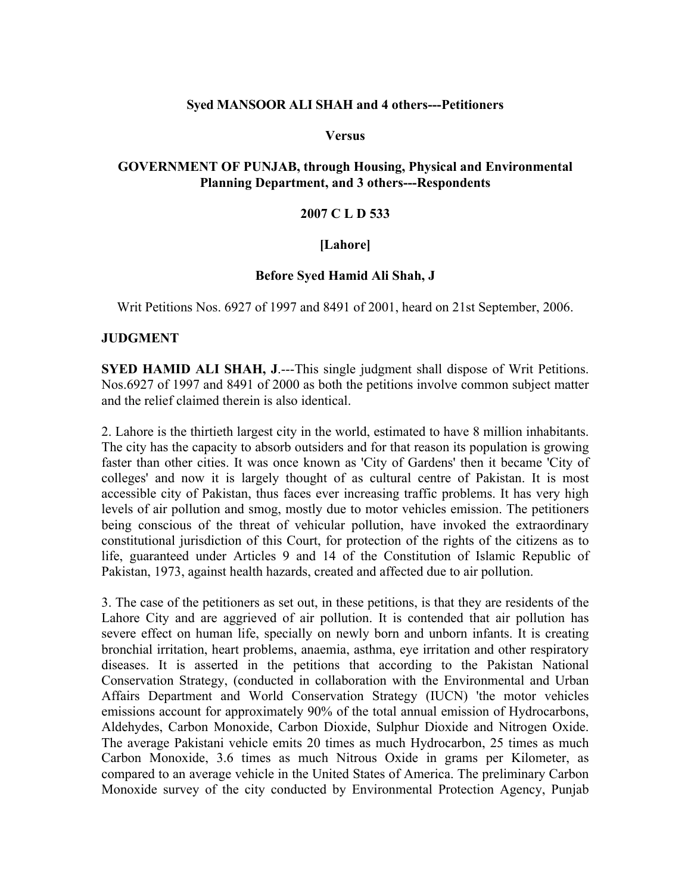**Syed MANSOOR ALI SHAH and 4 others---Petitioners**

**Versus**

**GOVERNMENT OF PUNJAB, through Housing, Physical and Environmental Planning Department, and 3 others---Respondents**

**2007 C L D 533**

**[Lahore]**

**Before Syed Hamid Ali Shah, J**

Writ Petitions Nos. 6927 of 1997 and 8491 of 2001, heard on 21st September, 2006.

**JUDGMENT**

**SYED HAMID ALI SHAH, J**.---This single judgment shall dispose of Writ Petitions. Nos.6927 of 1997 and 8491 of 2000 as both the petitions involve common subject matter and the relief claimed therein is also identical.

2. Lahore is the thirtieth largest city in the world, estimated to have 8 million inhabitants. The city has the capacity to absorb outsiders and for that reason its population is growing faster than other cities. It was once known as 'City of Gardens' then it became 'City of colleges' and now it is largely thought of as cultural centre of Pakistan. It is most accessible city of Pakistan, thus faces ever increasing traffic problems. It has very high levels of air pollution and smog, mostly due to motor vehicles emission. The petitioners being conscious of the threat of vehicular pollution, have invoked the extraordinary constitutional jurisdiction of this Court, for protection of the rights of the citizens as to life, guaranteed under Articles 9 and 14 of the Constitution of Islamic Republic of Pakistan, 1973, against health hazards, created and affected due to air pollution.

3. The case of the petitioners as set out, in these petitions, is that they are residents of the Lahore City and are aggrieved of air pollution. It is contended that air pollution has severe effect on human life, specially on newly born and unborn infants. It is creating bronchial irritation, heart problems, anaemia, asthma, eye irritation and other respiratory diseases. It is asserted in the petitions that according to the Pakistan National Conservation Strategy, (conducted in collaboration with the Environmental and Urban Affairs Department and World Conservation Strategy (IUCN) 'the motor vehicles emissions account for approximately 90% of the total annual emission of Hydrocarbons, Aldehydes, Carbon Monoxide, Carbon Dioxide, Sulphur Dioxide and Nitrogen Oxide. The average Pakistani vehicle emits 20 times as much Hydrocarbon, 25 times as much Carbon Monoxide, 3.6 times as much Nitrous Oxide in grams per Kilometer, as compared to an average vehicle in the United States of America. The preliminary Carbon Monoxide survey of the city conducted by Environmental Protection Agency, Punjab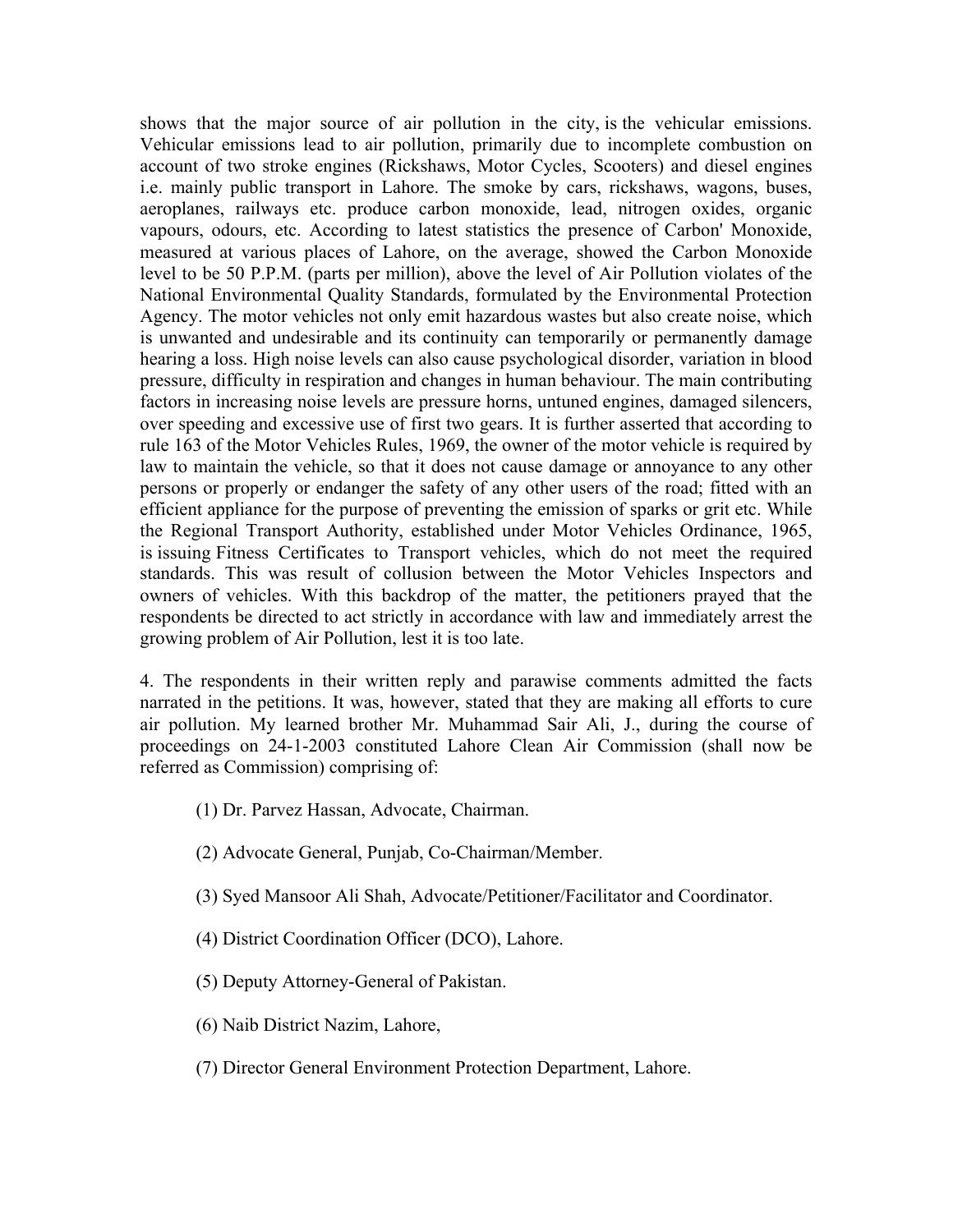shows that the major source of air pollution in the city, is the vehicular emissions. Vehicular emissions lead to air pollution, primarily due to incomplete combustion on account of two stroke engines (Rickshaws, Motor Cycles, Scooters) and diesel engines i.e. mainly public transport in Lahore. The smoke by cars, rickshaws, wagons, buses, aeroplanes, railways etc. produce carbon monoxide, lead, nitrogen oxides, organic vapours, odours, etc. According to latest statistics the presence of Carbon' Monoxide, measured at various places of Lahore, on the average, showed the Carbon Monoxide level to be 50 P.P.M. (parts per million), above the level of Air Pollution violates of the National Environmental Quality Standards, formulated by the Environmental Protection Agency. The motor vehicles not only emit hazardous wastes but also create noise, which is unwanted and undesirable and its continuity can temporarily or permanently damage hearing a loss. High noise levels can also cause psychological disorder, variation in blood pressure, difficulty in respiration and changes in human behaviour. The main contributing factors in increasing noise levels are pressure horns, untuned engines, damaged silencers, over speeding and excessive use of first two gears. It is further asserted that according to rule 163 of the Motor Vehicles Rules, 1969, the owner of the motor vehicle is required by law to maintain the vehicle, so that it does not cause damage or annoyance to any other persons or properly or endanger the safety of any other users of the road; fitted with an efficient appliance for the purpose of preventing the emission of sparks or grit etc. While the Regional Transport Authority, established under Motor Vehicles Ordinance, 1965, is issuing Fitness Certificates to Transport vehicles, which do not meet the required standards. This was result of collusion between the Motor Vehicles Inspectors and owners of vehicles. With this backdrop of the matter, the petitioners prayed that the respondents be directed to act strictly in accordance with law and immediately arrest the growing problem of Air Pollution, lest it is too late.

4. The respondents in their written reply and parawise comments admitted the facts narrated in the petitions. It was, however, stated that they are making all efforts to cure air pollution. My learned brother Mr. Muhammad Sair Ali, J., during the course of proceedings on 24-1-2003 constituted Lahore Clean Air Commission (shall now be referred as Commission) comprising of:

(1) Dr. Parvez Hassan, Advocate, Chairman.

(2) Advocate General, Punjab, Co-Chairman/Member.

(3) Syed Mansoor Ali Shah, Advocate/Petitioner/Facilitator and Coordinator.

(4) District Coordination Officer (DCO), Lahore.

(5) Deputy Attorney-General of Pakistan.

(6) Naib District Nazim, Lahore,

(7) Director General Environment Protection Department, Lahore.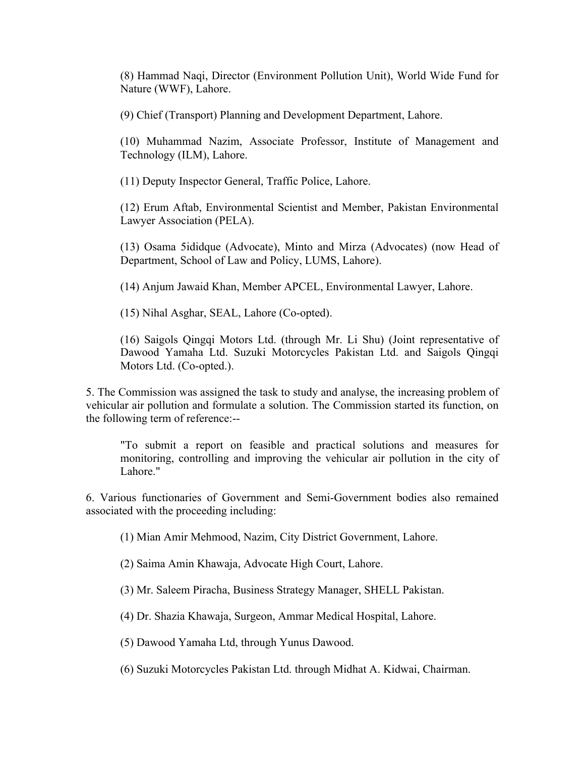(8) Hammad Naqi, Director (Environment Pollution Unit), World Wide Fund for Nature (WWF), Lahore.

(9) Chief (Transport) Planning and Development Department, Lahore.

(10) Muhammad Nazim, Associate Professor, Institute of Management and Technology (ILM), Lahore.

(11) Deputy Inspector General, Traffic Police, Lahore.

(12) Erum Aftab, Environmental Scientist and Member, Pakistan Environmental Lawyer Association (PELA).

(13) Osama 5ididque (Advocate), Minto and Mirza (Advocates) (now Head of Department, School of Law and Policy, LUMS, Lahore).

(14) Anjum Jawaid Khan, Member APCEL, Environmental Lawyer, Lahore.

(15) Nihal Asghar, SEAL, Lahore (Co-opted).

(16) Saigols Qingqi Motors Ltd. (through Mr. Li Shu) (Joint representative of Dawood Yamaha Ltd. Suzuki Motorcycles Pakistan Ltd. and Saigols Qingqi Motors Ltd. (Co-opted.).

5. The Commission was assigned the task to study and analyse, the increasing problem of vehicular air pollution and formulate a solution. The Commission started its function, on the following term of reference:--

> "To submit a report on feasible and practical solutions and measures for monitoring, controlling and improving the vehicular air pollution in the city of Lahore."

6. Various functionaries of Government and Semi-Government bodies also remained associated with the proceeding including:

(1) Mian Amir Mehmood, Nazim, City District Government, Lahore.

(2) Saima Amin Khawaja, Advocate High Court, Lahore.

(3) Mr. Saleem Piracha, Business Strategy Manager, SHELL Pakistan.

(4) Dr. Shazia Khawaja, Surgeon, Ammar Medical Hospital, Lahore.

(5) Dawood Yamaha Ltd, through Yunus Dawood.

(6) Suzuki Motorcycles Pakistan Ltd. through Midhat A. Kidwai, Chairman.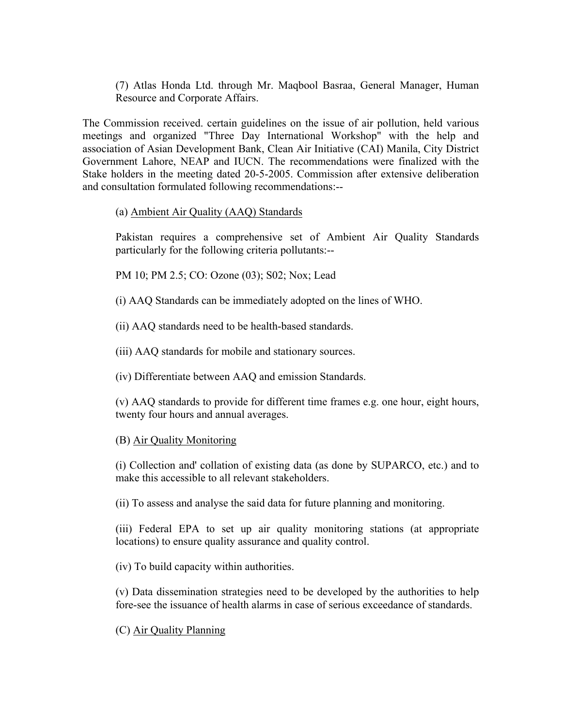(7) Atlas Honda Ltd. through Mr. Maqbool Basraa, General Manager, Human Resource and Corporate Affairs.

The Commission received. certain guidelines on the issue of air pollution, held various meetings and organized "Three Day International Workshop" with the help and association of Asian Development Bank, Clean Air Initiative (CAI) Manila, City District Government Lahore, NEAP and IUCN. The recommendations were finalized with the Stake holders in the meeting dated 20-5-2005. Commission after extensive deliberation and consultation formulated following recommendations:--

(a) <u>Ambient Air Quality (AAQ) Standards</u>

Pakistan requires a comprehensive set of Ambient Air Quality Standards particularly for the following criteria pollutants:--

PM 10; PM 2.5; CO: Ozone (03); S02; Nox; Lead

(i) AAQ Standards can be immediately adopted on the lines of WHO.

(ii) AAQ standards need to be health-based standards.

(iii) AAQ standards for mobile and stationary sources.

(iv) Differentiate between AAQ and emission Standards.

(v) AAQ standards to provide for different time frames e.g. one hour, eight hours, twenty four hours and annual averages.

(B) <u>Air Quality Monitoring</u>

(i) Collection and' collation of existing data (as done by SUPARCO, etc.) and to make this accessible to all relevant stakeholders.

(ii) To assess and analyse the said data for future planning and monitoring.

(iii) Federal EPA to set up air quality monitoring stations (at appropriate locations) to ensure quality assurance and quality control.

(iv) To build capacity within authorities.

(v) Data dissemination strategies need to be developed by the authorities to help fore-see the issuance of health alarms in case of serious exceedance of standards.

(C) <u>Air Quality Planning</u>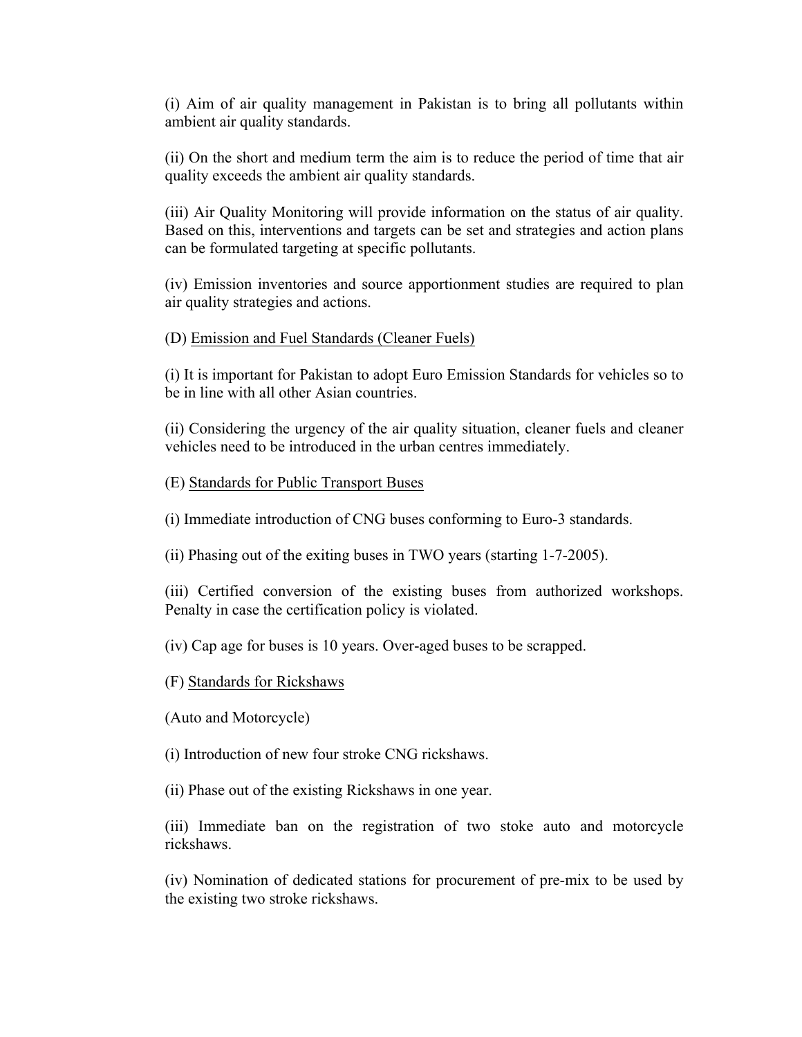(i) Aim of air quality management in Pakistan is to bring all pollutants within ambient air quality standards.

(ii) On the short and medium term the aim is to reduce the period of time that air quality exceeds the ambient air quality standards.

(iii) Air Quality Monitoring will provide information on the status of air quality. Based on this, interventions and targets can be set and strategies and action plans can be formulated targeting at specific pollutants.

(iv) Emission inventories and source apportionment studies are required to plan air quality strategies and actions.

(D) <u>Emission and Fuel Standards (Cleaner Fuels)</u>

(i) It is important for Pakistan to adopt Euro Emission Standards for vehicles so to be in line with all other Asian countries.

(ii) Considering the urgency of the air quality situation, cleaner fuels and cleaner vehicles need to be introduced in the urban centres immediately.

(E) <u>Standards for Public Transport Buses</u>

(i) Immediate introduction of CNG buses conforming to Euro-3 standards.

(ii) Phasing out of the exiting buses in TWO years (starting 1-7-2005).

(iii) Certified conversion of the existing buses from authorized workshops. Penalty in case the certification policy is violated.

(iv) Cap age for buses is 10 years. Over-aged buses to be scrapped.

(F) <u>Standards for Rickshaws</u>

(Auto and Motorcycle)

(i) Introduction of new four stroke CNG rickshaws.

(ii) Phase out of the existing Rickshaws in one year.

(iii) Immediate ban on the registration of two stoke auto and motorcycle rickshaws.

(iv) Nomination of dedicated stations for procurement of pre-mix to be used by the existing two stroke rickshaws.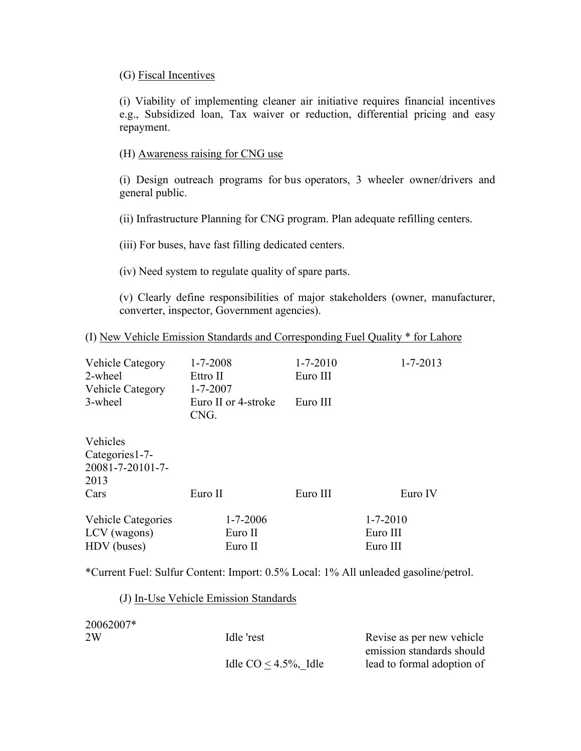(G) Fiscal Incentives

(i) Viability of implementing cleaner air initiative requires financial incentives e.g., Subsidized loan, Tax waiver or reduction, differential pricing and easy repayment.

(H) Awareness raising for CNG use

(i) Design outreach programs for bus operators, 3 wheeler owner/drivers and general public.

(ii) Infrastructure Planning for CNG program. Plan adequate refilling centers.

(iii) For buses, have fast filling dedicated centers.

(iv) Need system to regulate quality of spare parts.

(v) Clearly define responsibilities of major stakeholders (owner, manufacturer, converter, inspector, Government agencies).

(I) New Vehicle Emission Standards and Corresponding Fuel Quality * for Lahore

| Vehicle Category | 1-7-2008 | 1-7-2010 | 1-7-2013 |
|---|---|---|---|
| 2-wheel | Ettro II | Euro III | |

| Vehicle Category | 1-7-2007 | |
|---|---|---|
| 3-wheel | Euro II or 4-stroke CNG. | Euro III |

| Vehicles Categories1-7-20081-7-20101-7-2013 | | | |
|---|---|---|---|
| Cars | Euro II | Euro III | Euro IV |

| Vehicle Categories | 1-7-2006 | 1-7-2010 |
|---|---|---|
| LCV (wagons) | Euro II | Euro III |
| HDV (buses) | Euro II | Euro III |

*Current Fuel: Sulfur Content: Import: 0.5% Local: 1% All unleaded gasoline/petrol.

(J) In-Use Vehicle Emission Standards

| 20062007* | | |
|---|---|---|
| 2W | Idle 'rest<br>Idle CO $\leq$ 4.5%, Idle | Revise as per new vehicle emission standards should lead to formal adoption of |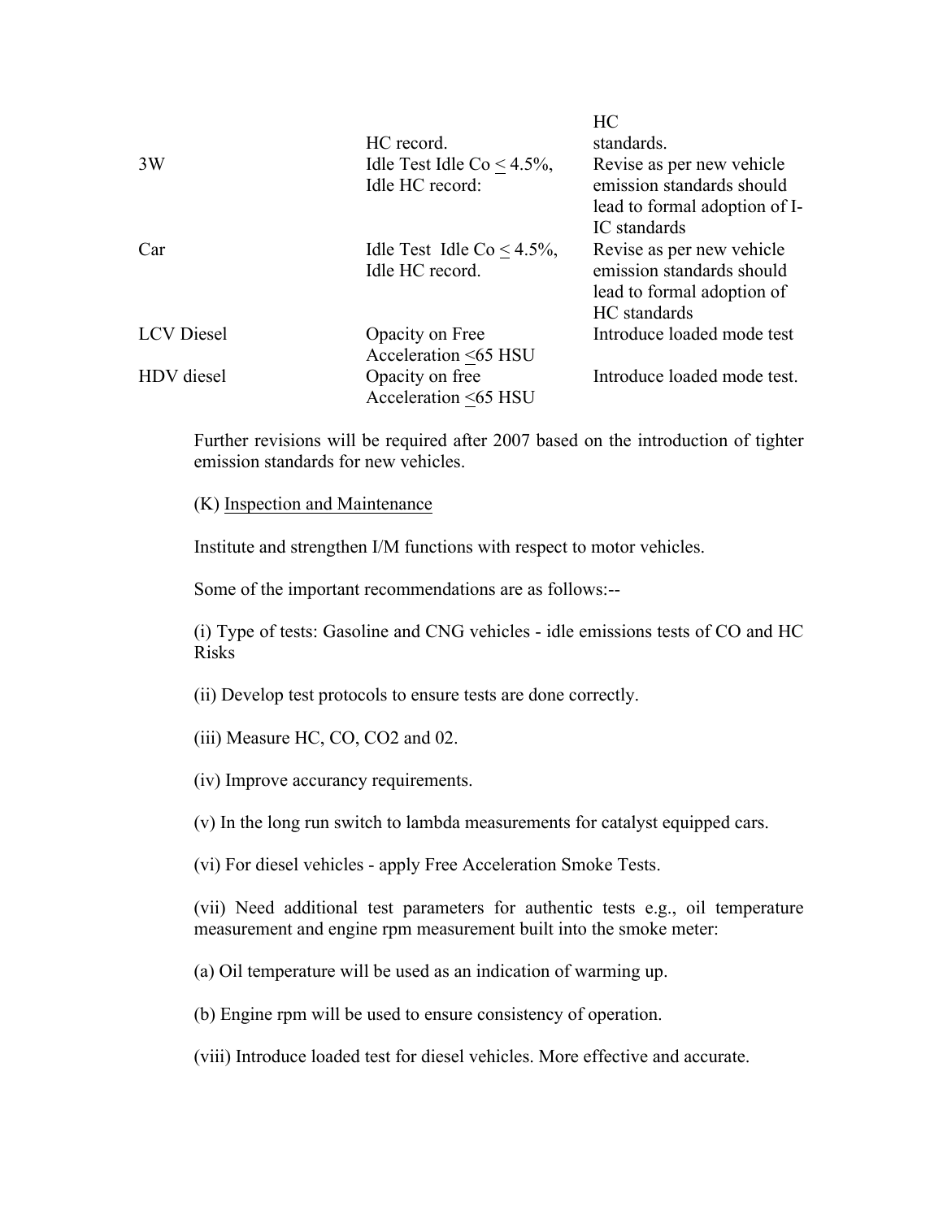| | | |
|---|---|---|
| | HC record. | HC standards. |
| 3W | Idle Test Idle Co ≤ 4.5%, Idle HC record: | Revise as per new vehicle emission standards should lead to formal adoption of I-IC standards |
| Car | Idle Test Idle Co ≤ 4.5%, Idle HC record. | Revise as per new vehicle emission standards should lead to formal adoption of HC standards |
| LCV Diesel | Opacity on Free Acceleration ≤65 HSU | Introduce loaded mode test |
| HDV diesel | Opacity on free Acceleration ≤65 HSU | Introduce loaded mode test. |

Further revisions will be required after 2007 based on the introduction of tighter emission standards for new vehicles.

(K) Inspection and Maintenance

Institute and strengthen I/M functions with respect to motor vehicles.

Some of the important recommendations are as follows:--

(i) Type of tests: Gasoline and CNG vehicles - idle emissions tests of CO and HC Risks

(ii) Develop test protocols to ensure tests are done correctly.

(iii) Measure HC, CO, CO2 and 02.

(iv) Improve accurancy requirements.

(v) In the long run switch to lambda measurements for catalyst equipped cars.

(vi) For diesel vehicles - apply Free Acceleration Smoke Tests.

(vii) Need additional test parameters for authentic tests e.g., oil temperature measurement and engine rpm measurement built into the smoke meter:

(a) Oil temperature will be used as an indication of warming up.

(b) Engine rpm will be used to ensure consistency of operation.

(viii) Introduce loaded test for diesel vehicles. More effective and accurate.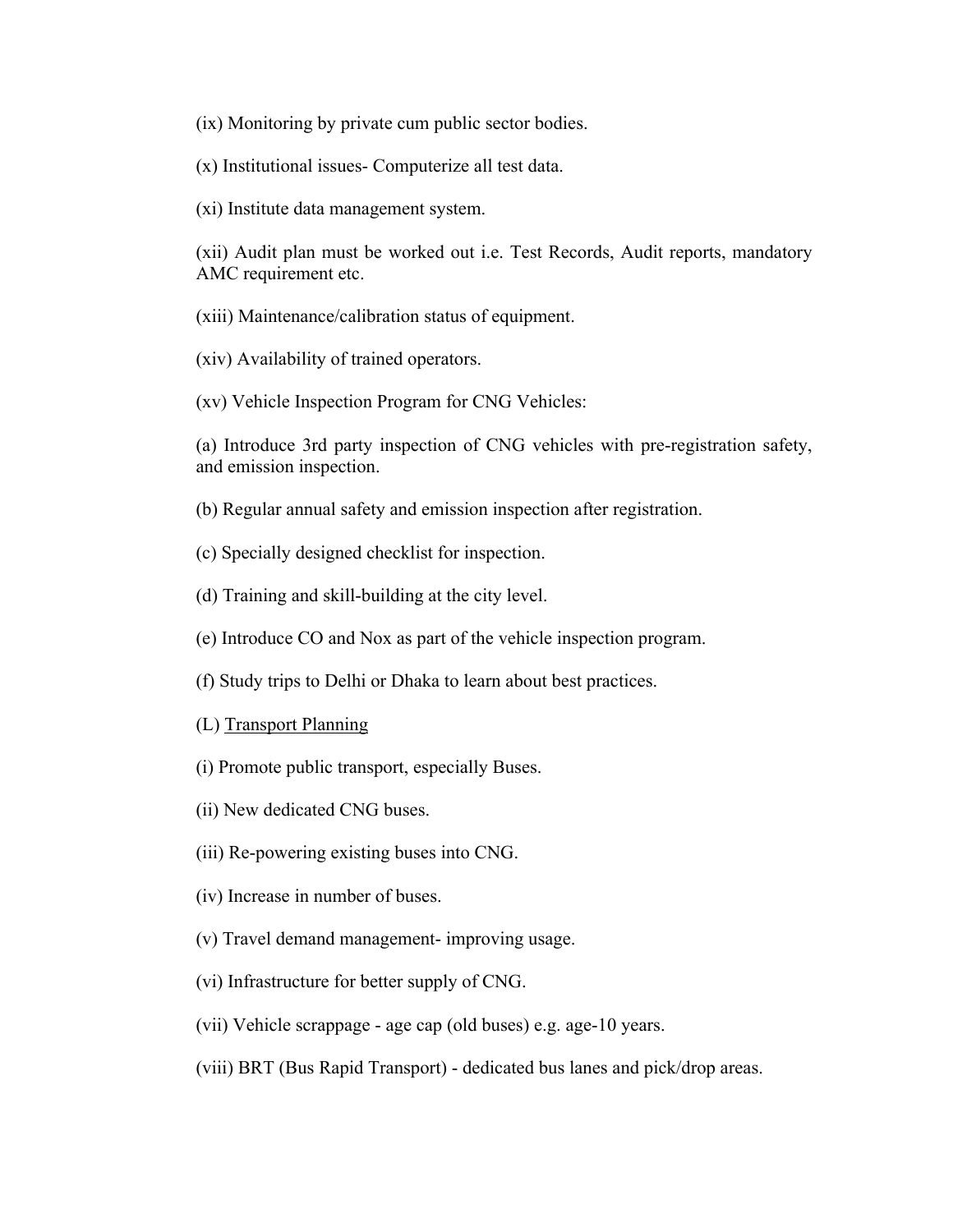(ix) Monitoring by private cum public sector bodies.

(x) Institutional issues- Computerize all test data.

(xi) Institute data management system.

(xii) Audit plan must be worked out i.e. Test Records, Audit reports, mandatory AMC requirement etc.

(xiii) Maintenance/calibration status of equipment.

(xiv) Availability of trained operators.

(xv) Vehicle Inspection Program for CNG Vehicles:

(a) Introduce 3rd party inspection of CNG vehicles with pre-registration safety, and emission inspection.

(b) Regular annual safety and emission inspection after registration.

(c) Specially designed checklist for inspection.

(d) Training and skill-building at the city level.

(e) Introduce CO and Nox as part of the vehicle inspection program.

(f) Study trips to Delhi or Dhaka to learn about best practices.

(L) Transport Planning

(i) Promote public transport, especially Buses.

(ii) New dedicated CNG buses.

(iii) Re-powering existing buses into CNG.

(iv) Increase in number of buses.

(v) Travel demand management- improving usage.

(vi) Infrastructure for better supply of CNG.

(vii) Vehicle scrappage - age cap (old buses) e.g. age-10 years.

(viii) BRT (Bus Rapid Transport) - dedicated bus lanes and pick/drop areas.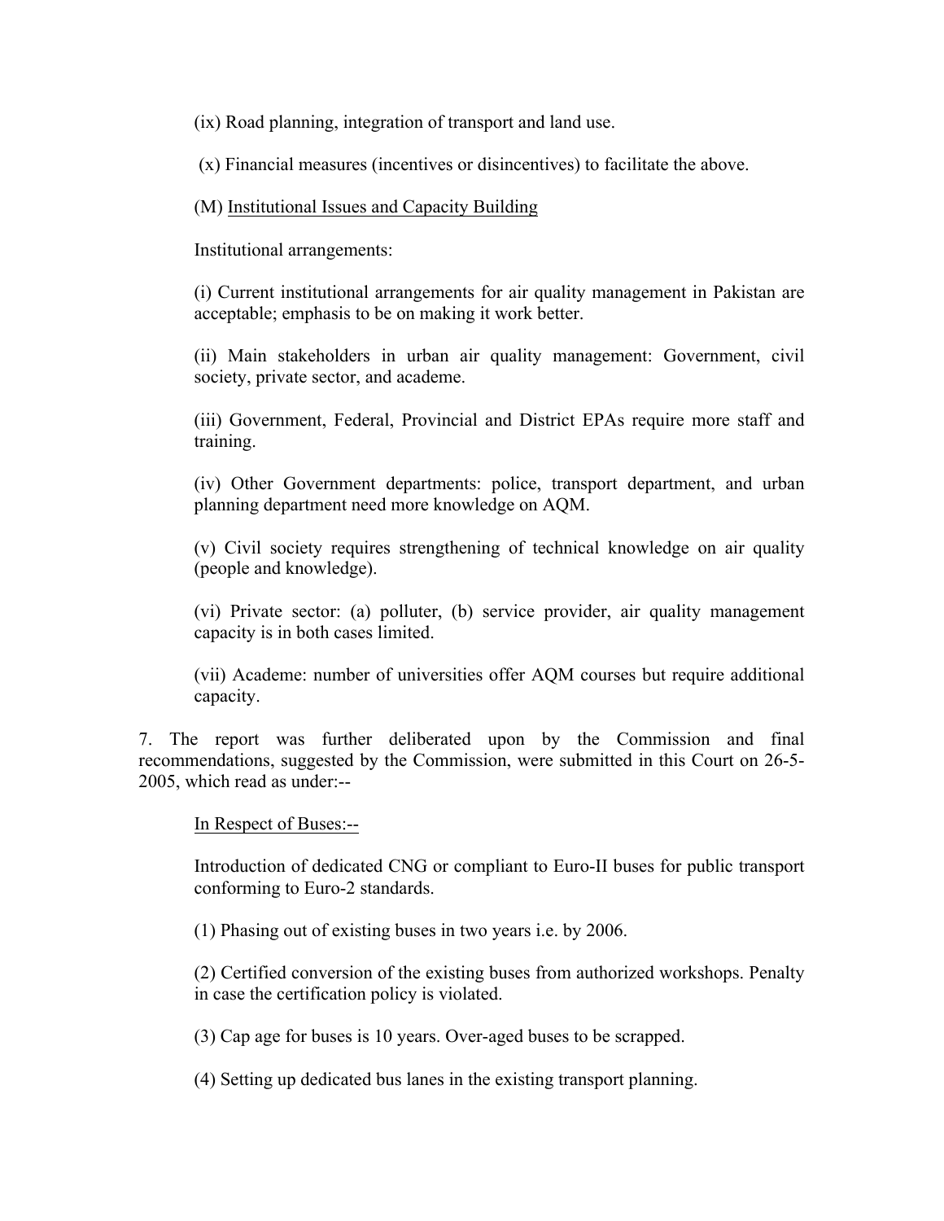(ix) Road planning, integration of transport and land use.

(x) Financial measures (incentives or disincentives) to facilitate the above.

(M) Institutional Issues and Capacity Building

Institutional arrangements:

(i) Current institutional arrangements for air quality management in Pakistan are acceptable; emphasis to be on making it work better.

(ii) Main stakeholders in urban air quality management: Government, civil society, private sector, and academe.

(iii) Government, Federal, Provincial and District EPAs require more staff and training.

(iv) Other Government departments: police, transport department, and urban planning department need more knowledge on AQM.

(v) Civil society requires strengthening of technical knowledge on air quality (people and knowledge).

(vi) Private sector: (a) polluter, (b) service provider, air quality management capacity is in both cases limited.

(vii) Academe: number of universities offer AQM courses but require additional capacity.

7. The report was further deliberated upon by the Commission and final recommendations, suggested by the Commission, were submitted in this Court on 26-5-2005, which read as under:--

In Respect of Buses:--

Introduction of dedicated CNG or compliant to Euro-II buses for public transport conforming to Euro-2 standards.

(1) Phasing out of existing buses in two years i.e. by 2006.

(2) Certified conversion of the existing buses from authorized workshops. Penalty in case the certification policy is violated.

(3) Cap age for buses is 10 years. Over-aged buses to be scrapped.

(4) Setting up dedicated bus lanes in the existing transport planning.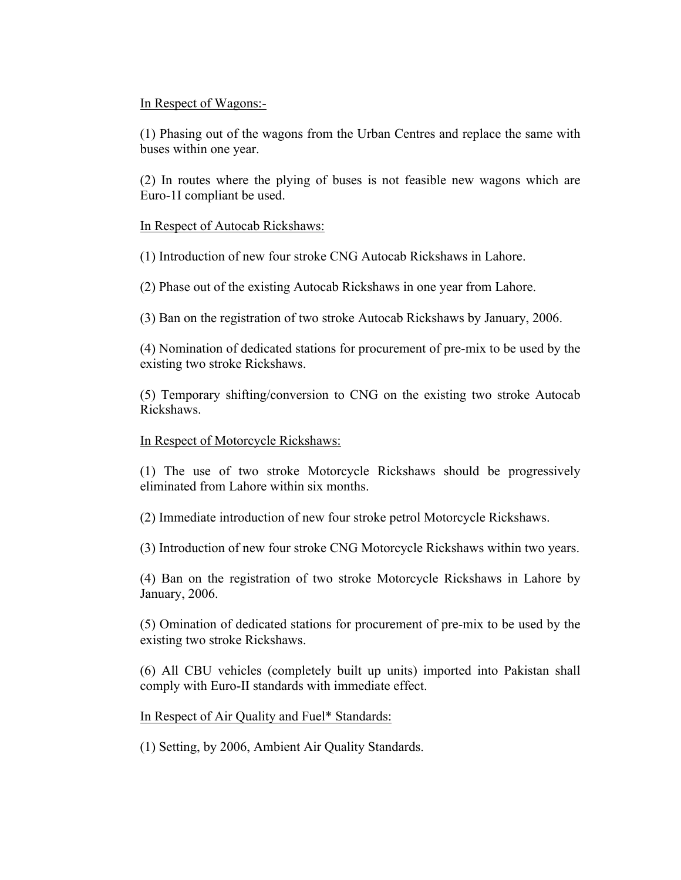<u>In Respect of Wagons:-</u>

(1) Phasing out of the wagons from the Urban Centres and replace the same with buses within one year.

(2) In routes where the plying of buses is not feasible new wagons which are Euro-1I compliant be used.

<u>In Respect of Autocab Rickshaws:</u>

(1) Introduction of new four stroke CNG Autocab Rickshaws in Lahore.

(2) Phase out of the existing Autocab Rickshaws in one year from Lahore.

(3) Ban on the registration of two stroke Autocab Rickshaws by January, 2006.

(4) Nomination of dedicated stations for procurement of pre-mix to be used by the existing two stroke Rickshaws.

(5) Temporary shifting/conversion to CNG on the existing two stroke Autocab Rickshaws.

<u>In Respect of Motorcycle Rickshaws:</u>

(1) The use of two stroke Motorcycle Rickshaws should be progressively eliminated from Lahore within six months.

(2) Immediate introduction of new four stroke petrol Motorcycle Rickshaws.

(3) Introduction of new four stroke CNG Motorcycle Rickshaws within two years.

(4) Ban on the registration of two stroke Motorcycle Rickshaws in Lahore by January, 2006.

(5) Omination of dedicated stations for procurement of pre-mix to be used by the existing two stroke Rickshaws.

(6) All CBU vehicles (completely built up units) imported into Pakistan shall comply with Euro-II standards with immediate effect.

<u>In Respect of Air Quality and Fuel* Standards:</u>

(1) Setting, by 2006, Ambient Air Quality Standards.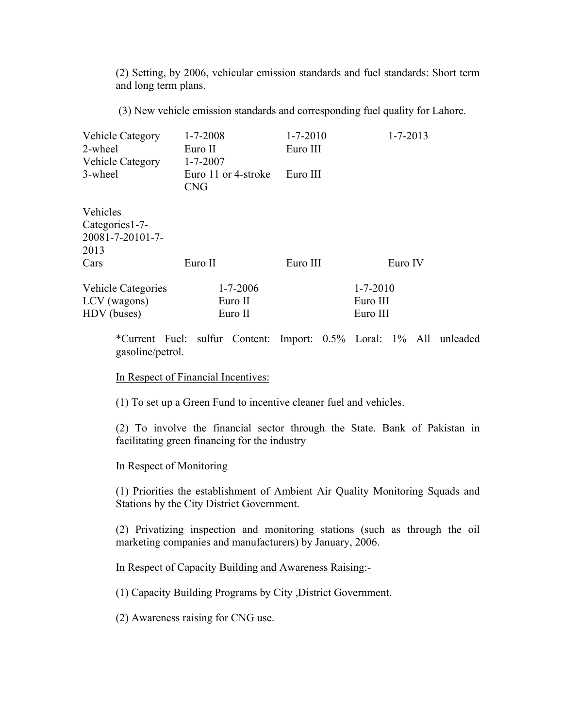(2) Setting, by 2006, vehicular emission standards and fuel standards: Short term and long term plans.

(3) New vehicle emission standards and corresponding fuel quality for Lahore.

| Vehicle Category | 1-7-2008 | 1-7-2010 | 1-7-2013 |
| --- | --- | --- | --- |
| 2-wheel | Euro II | Euro III | |
| Vehicle Category | 1-7-2007 | | |
| 3-wheel | Euro 11 or 4-stroke CNG | Euro III | |

| Vehicles Categories1-7-20081-7-20101-7-2013 | | | |
| --- | --- | --- | --- |
| Cars | Euro II | Euro III | Euro IV |

| Vehicle Categories | 1-7-2006 | 1-7-2010 |
| --- | --- | --- |
| LCV (wagons) | Euro II | Euro III |
| HDV (buses) | Euro II | Euro III |

*Current Fuel: sulfur Content: Import: 0.5% Loral: 1% All unleaded gasoline/petrol.

<u>In Respect of Financial Incentives:</u>

(1) To set up a Green Fund to incentive cleaner fuel and vehicles.

(2) To involve the financial sector through the State. Bank of Pakistan in facilitating green financing for the industry

<u>In Respect of Monitoring</u>

(1) Priorities the establishment of Ambient Air Quality Monitoring Squads and Stations by the City District Government.

(2) Privatizing inspection and monitoring stations (such as through the oil marketing companies and manufacturers) by January, 2006.

<u>In Respect of Capacity Building and Awareness Raising:-</u>

(1) Capacity Building Programs by City ,District Government.

(2) Awareness raising for CNG use.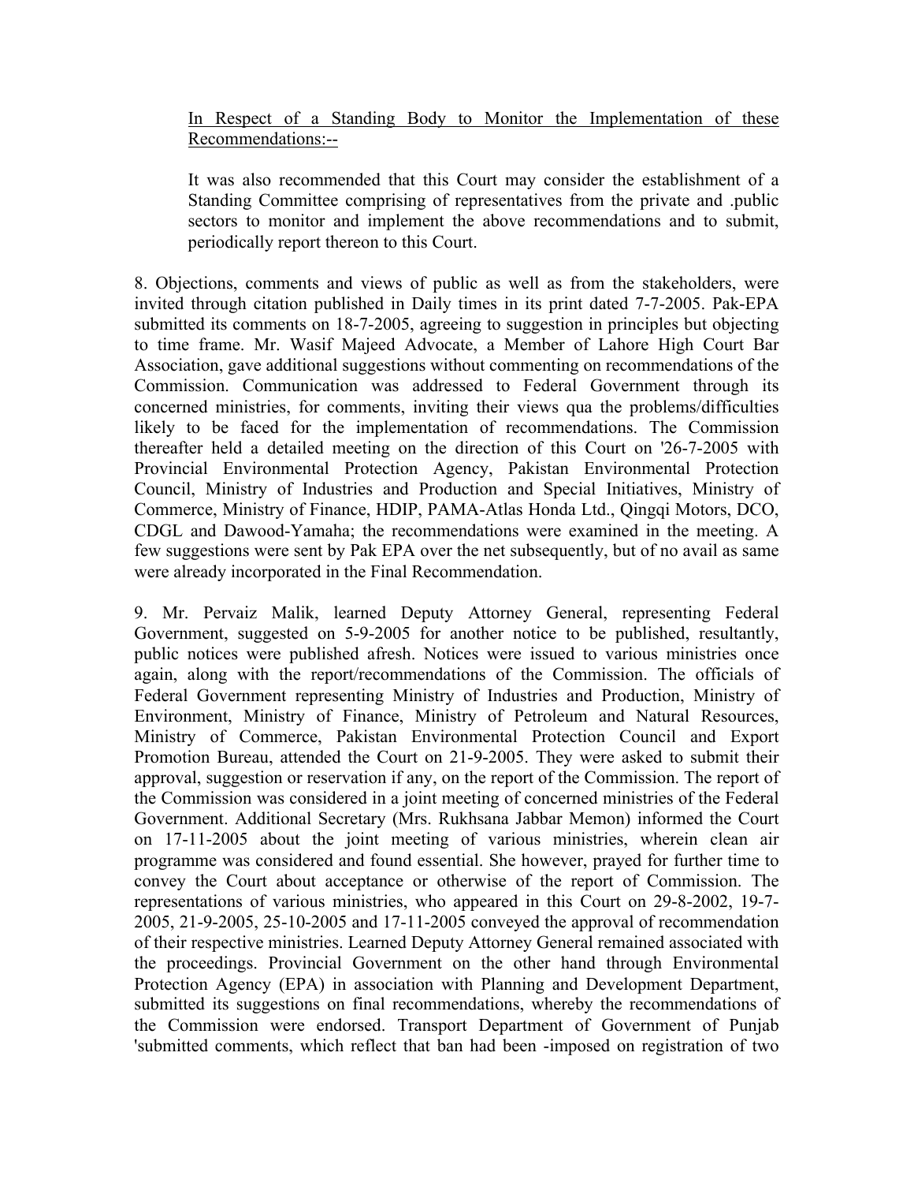In Respect of a Standing Body to Monitor the Implementation of these Recommendations:--

It was also recommended that this Court may consider the establishment of a Standing Committee comprising of representatives from the private and .public sectors to monitor and implement the above recommendations and to submit, periodically report thereon to this Court.

8. Objections, comments and views of public as well as from the stakeholders, were invited through citation published in Daily times in its print dated 7-7-2005. Pak-EPA submitted its comments on 18-7-2005, agreeing to suggestion in principles but objecting to time frame. Mr. Wasif Majeed Advocate, a Member of Lahore High Court Bar Association, gave additional suggestions without commenting on recommendations of the Commission. Communication was addressed to Federal Government through its concerned ministries, for comments, inviting their views qua the problems/difficulties likely to be faced for the implementation of recommendations. The Commission thereafter held a detailed meeting on the direction of this Court on '26-7-2005 with Provincial Environmental Protection Agency, Pakistan Environmental Protection Council, Ministry of Industries and Production and Special Initiatives, Ministry of Commerce, Ministry of Finance, HDIP, PAMA-Atlas Honda Ltd., Qingqi Motors, DCO, CDGL and Dawood-Yamaha; the recommendations were examined in the meeting. A few suggestions were sent by Pak EPA over the net subsequently, but of no avail as same were already incorporated in the Final Recommendation.

9. Mr. Pervaiz Malik, learned Deputy Attorney General, representing Federal Government, suggested on 5-9-2005 for another notice to be published, resultantly, public notices were published afresh. Notices were issued to various ministries once again, along with the report/recommendations of the Commission. The officials of Federal Government representing Ministry of Industries and Production, Ministry of Environment, Ministry of Finance, Ministry of Petroleum and Natural Resources, Ministry of Commerce, Pakistan Environmental Protection Council and Export Promotion Bureau, attended the Court on 21-9-2005. They were asked to submit their approval, suggestion or reservation if any, on the report of the Commission. The report of the Commission was considered in a joint meeting of concerned ministries of the Federal Government. Additional Secretary (Mrs. Rukhsana Jabbar Memon) informed the Court on 17-11-2005 about the joint meeting of various ministries, wherein clean air programme was considered and found essential. She however, prayed for further time to convey the Court about acceptance or otherwise of the report of Commission. The representations of various ministries, who appeared in this Court on 29-8-2002, 19-7-2005, 21-9-2005, 25-10-2005 and 17-11-2005 conveyed the approval of recommendation of their respective ministries. Learned Deputy Attorney General remained associated with the proceedings. Provincial Government on the other hand through Environmental Protection Agency (EPA) in association with Planning and Development Department, submitted its suggestions on final recommendations, whereby the recommendations of the Commission were endorsed. Transport Department of Government of Punjab 'submitted comments, which reflect that ban had been -imposed on registration of two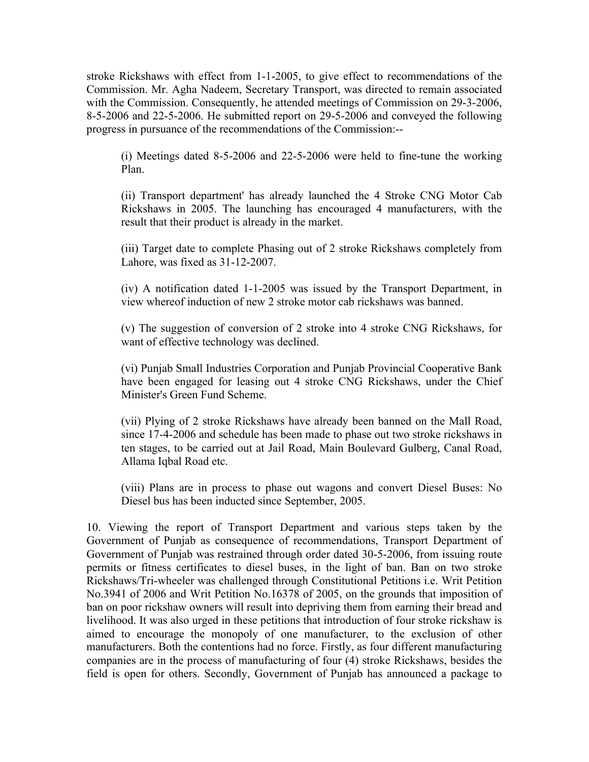stroke Rickshaws with effect from 1-1-2005, to give effect to recommendations of the Commission. Mr. Agha Nadeem, Secretary Transport, was directed to remain associated with the Commission. Consequently, he attended meetings of Commission on 29-3-2006, 8-5-2006 and 22-5-2006. He submitted report on 29-5-2006 and conveyed the following progress in pursuance of the recommendations of the Commission:--

(i) Meetings dated 8-5-2006 and 22-5-2006 were held to fine-tune the working Plan.

(ii) Transport department' has already launched the 4 Stroke CNG Motor Cab Rickshaws in 2005. The launching has encouraged 4 manufacturers, with the result that their product is already in the market.

(iii) Target date to complete Phasing out of 2 stroke Rickshaws completely from Lahore, was fixed as 31-12-2007.

(iv) A notification dated 1-1-2005 was issued by the Transport Department, in view whereof induction of new 2 stroke motor cab rickshaws was banned.

(v) The suggestion of conversion of 2 stroke into 4 stroke CNG Rickshaws, for want of effective technology was declined.

(vi) Punjab Small Industries Corporation and Punjab Provincial Cooperative Bank have been engaged for leasing out 4 stroke CNG Rickshaws, under the Chief Minister's Green Fund Scheme.

(vii) Plying of 2 stroke Rickshaws have already been banned on the Mall Road, since 17-4-2006 and schedule has been made to phase out two stroke rickshaws in ten stages, to be carried out at Jail Road, Main Boulevard Gulberg, Canal Road, Allama Iqbal Road etc.

(viii) Plans are in process to phase out wagons and convert Diesel Buses: No Diesel bus has been inducted since September, 2005.

10. Viewing the report of Transport Department and various steps taken by the Government of Punjab as consequence of recommendations, Transport Department of Government of Punjab was restrained through order dated 30-5-2006, from issuing route permits or fitness certificates to diesel buses, in the light of ban. Ban on two stroke Rickshaws/Tri-wheeler was challenged through Constitutional Petitions i.e. Writ Petition No.3941 of 2006 and Writ Petition No.16378 of 2005, on the grounds that imposition of ban on poor rickshaw owners will result into depriving them from earning their bread and livelihood. It was also urged in these petitions that introduction of four stroke rickshaw is aimed to encourage the monopoly of one manufacturer, to the exclusion of other manufacturers. Both the contentions had no force. Firstly, as four different manufacturing companies are in the process of manufacturing of four (4) stroke Rickshaws, besides the field is open for others. Secondly, Government of Punjab has announced a package to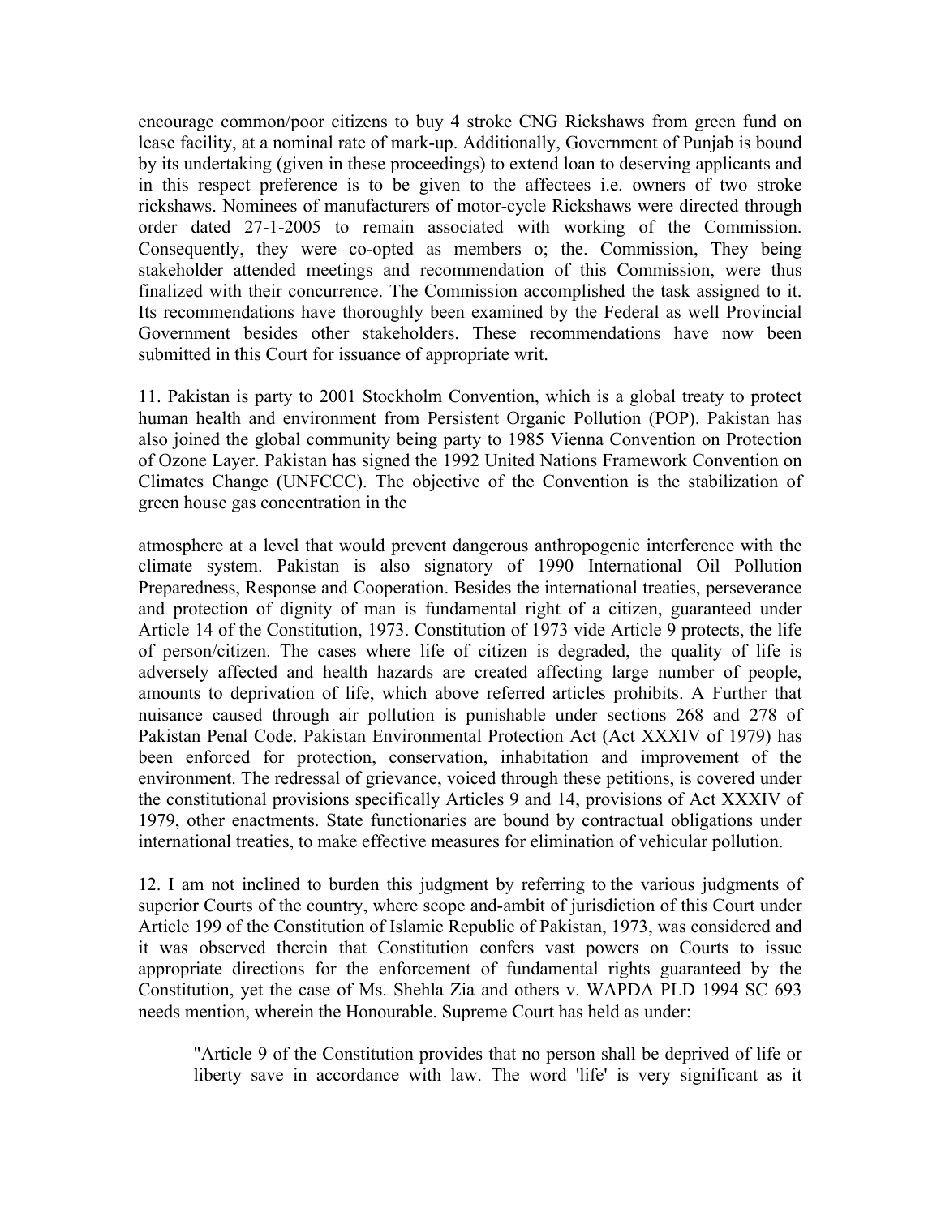encourage common/poor citizens to buy 4 stroke CNG Rickshaws from green fund on lease facility, at a nominal rate of mark-up. Additionally, Government of Punjab is bound by its undertaking (given in these proceedings) to extend loan to deserving applicants and in this respect preference is to be given to the affectees i.e. owners of two stroke rickshaws. Nominees of manufacturers of motor-cycle Rickshaws were directed through order dated 27-1-2005 to remain associated with working of the Commission. Consequently, they were co-opted as members o; the. Commission, They being stakeholder attended meetings and recommendation of this Commission, were thus finalized with their concurrence. The Commission accomplished the task assigned to it. Its recommendations have thoroughly been examined by the Federal as well Provincial Government besides other stakeholders. These recommendations have now been submitted in this Court for issuance of appropriate writ.

11. Pakistan is party to 2001 Stockholm Convention, which is a global treaty to protect human health and environment from Persistent Organic Pollution (POP). Pakistan has also joined the global community being party to 1985 Vienna Convention on Protection of Ozone Layer. Pakistan has signed the 1992 United Nations Framework Convention on Climates Change (UNFCCC). The objective of the Convention is the stabilization of green house gas concentration in the

atmosphere at a level that would prevent dangerous anthropogenic interference with the climate system. Pakistan is also signatory of 1990 International Oil Pollution Preparedness, Response and Cooperation. Besides the international treaties, perseverance and protection of dignity of man is fundamental right of a citizen, guaranteed under Article 14 of the Constitution, 1973. Constitution of 1973 vide Article 9 protects, the life of person/citizen. The cases where life of citizen is degraded, the quality of life is adversely affected and health hazards are created affecting large number of people, amounts to deprivation of life, which above referred articles prohibits. A Further that nuisance caused through air pollution is punishable under sections 268 and 278 of Pakistan Penal Code. Pakistan Environmental Protection Act (Act XXXIV of 1979) has been enforced for protection, conservation, inhabitation and improvement of the environment. The redressal of grievance, voiced through these petitions, is covered under the constitutional provisions specifically Articles 9 and 14, provisions of Act XXXIV of 1979, other enactments. State functionaries are bound by contractual obligations under international treaties, to make effective measures for elimination of vehicular pollution.

12. I am not inclined to burden this judgment by referring to the various judgments of superior Courts of the country, where scope and-ambit of jurisdiction of this Court under Article 199 of the Constitution of Islamic Republic of Pakistan, 1973, was considered and it was observed therein that Constitution confers vast powers on Courts to issue appropriate directions for the enforcement of fundamental rights guaranteed by the Constitution, yet the case of Ms. Shehla Zia and others v. WAPDA PLD 1994 SC 693 needs mention, wherein the Honourable. Supreme Court has held as under:

> "Article 9 of the Constitution provides that no person shall be deprived of life or liberty save in accordance with law. The word 'life' is very significant as it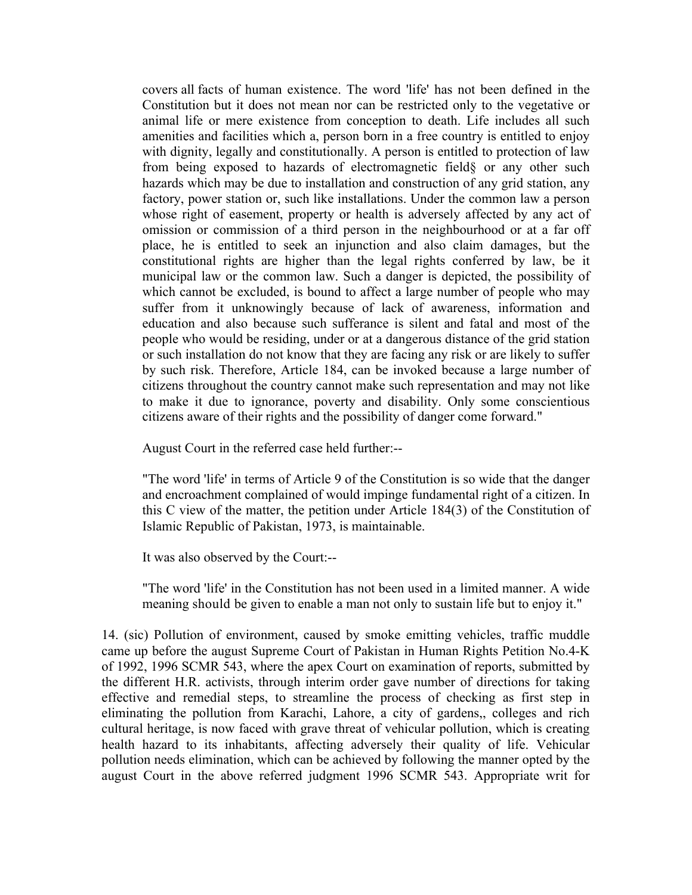covers all facts of human existence. The word 'life' has not been defined in the Constitution but it does not mean nor can be restricted only to the vegetative or animal life or mere existence from conception to death. Life includes all such amenities and facilities which a, person born in a free country is entitled to enjoy with dignity, legally and constitutionally. A person is entitled to protection of law from being exposed to hazards of electromagnetic field§ or any other such hazards which may be due to installation and construction of any grid station, any factory, power station or, such like installations. Under the common law a person whose right of easement, property or health is adversely affected by any act of omission or commission of a third person in the neighbourhood or at a far off place, he is entitled to seek an injunction and also claim damages, but the constitutional rights are higher than the legal rights conferred by law, be it municipal law or the common law. Such a danger is depicted, the possibility of which cannot be excluded, is bound to affect a large number of people who may suffer from it unknowingly because of lack of awareness, information and education and also because such sufferance is silent and fatal and most of the people who would be residing, under or at a dangerous distance of the grid station or such installation do not know that they are facing any risk or are likely to suffer by such risk. Therefore, Article 184, can be invoked because a large number of citizens throughout the country cannot make such representation and may not like to make it due to ignorance, poverty and disability. Only some conscientious citizens aware of their rights and the possibility of danger come forward."

August Court in the referred case held further:--

"The word 'life' in terms of Article 9 of the Constitution is so wide that the danger and encroachment complained of would impinge fundamental right of a citizen. In this C view of the matter, the petition under Article 184(3) of the Constitution of Islamic Republic of Pakistan, 1973, is maintainable.

It was also observed by the Court:--

"The word 'life' in the Constitution has not been used in a limited manner. A wide meaning should be given to enable a man not only to sustain life but to enjoy it."

14. (sic) Pollution of environment, caused by smoke emitting vehicles, traffic muddle came up before the august Supreme Court of Pakistan in Human Rights Petition No.4-K of 1992, 1996 SCMR 543, where the apex Court on examination of reports, submitted by the different H.R. activists, through interim order gave number of directions for taking effective and remedial steps, to streamline the process of checking as first step in eliminating the pollution from Karachi, Lahore, a city of gardens,, colleges and rich cultural heritage, is now faced with grave threat of vehicular pollution, which is creating health hazard to its inhabitants, affecting adversely their quality of life. Vehicular pollution needs elimination, which can be achieved by following the manner opted by the august Court in the above referred judgment 1996 SCMR 543. Appropriate writ for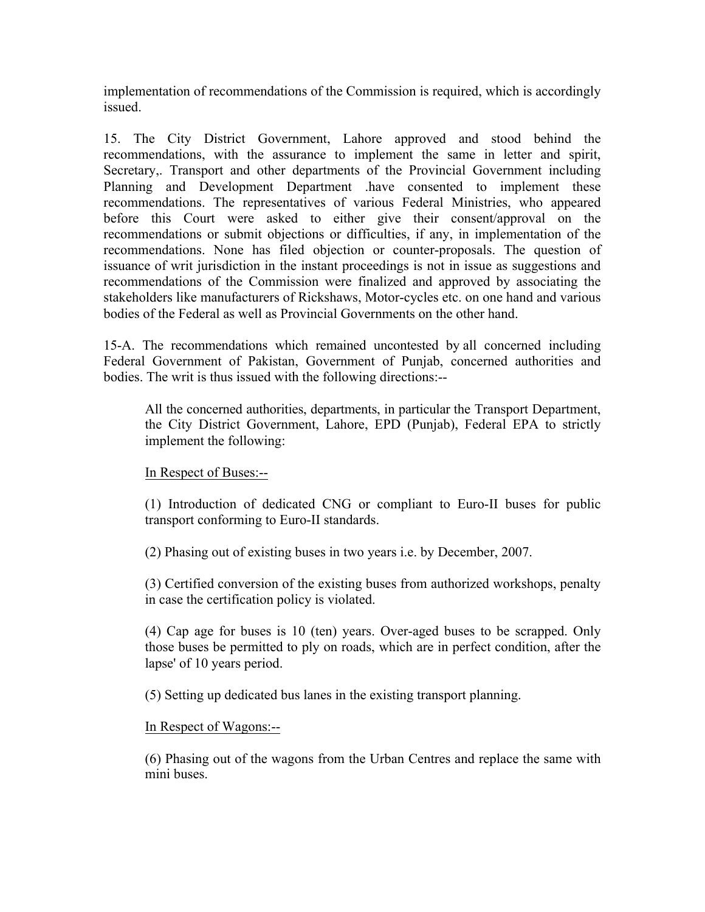implementation of recommendations of the Commission is required, which is accordingly issued.

15. The City District Government, Lahore approved and stood behind the recommendations, with the assurance to implement the same in letter and spirit, Secretary,. Transport and other departments of the Provincial Government including Planning and Development Department .have consented to implement these recommendations. The representatives of various Federal Ministries, who appeared before this Court were asked to either give their consent/approval on the recommendations or submit objections or difficulties, if any, in implementation of the recommendations. None has filed objection or counter-proposals. The question of issuance of writ jurisdiction in the instant proceedings is not in issue as suggestions and recommendations of the Commission were finalized and approved by associating the stakeholders like manufacturers of Rickshaws, Motor-cycles etc. on one hand and various bodies of the Federal as well as Provincial Governments on the other hand.

15-A. The recommendations which remained uncontested by all concerned including Federal Government of Pakistan, Government of Punjab, concerned authorities and bodies. The writ is thus issued with the following directions:--

> All the concerned authorities, departments, in particular the Transport Department, the City District Government, Lahore, EPD (Punjab), Federal EPA to strictly implement the following:
>
> In Respect of Buses:--
>
> (1) Introduction of dedicated CNG or compliant to Euro-II buses for public transport conforming to Euro-II standards.
>
> (2) Phasing out of existing buses in two years i.e. by December, 2007.
>
> (3) Certified conversion of the existing buses from authorized workshops, penalty in case the certification policy is violated.
>
> (4) Cap age for buses is 10 (ten) years. Over-aged buses to be scrapped. Only those buses be permitted to ply on roads, which are in perfect condition, after the lapse' of 10 years period.
>
> (5) Setting up dedicated bus lanes in the existing transport planning.
>
> In Respect of Wagons:--
>
> (6) Phasing out of the wagons from the Urban Centres and replace the same with mini buses.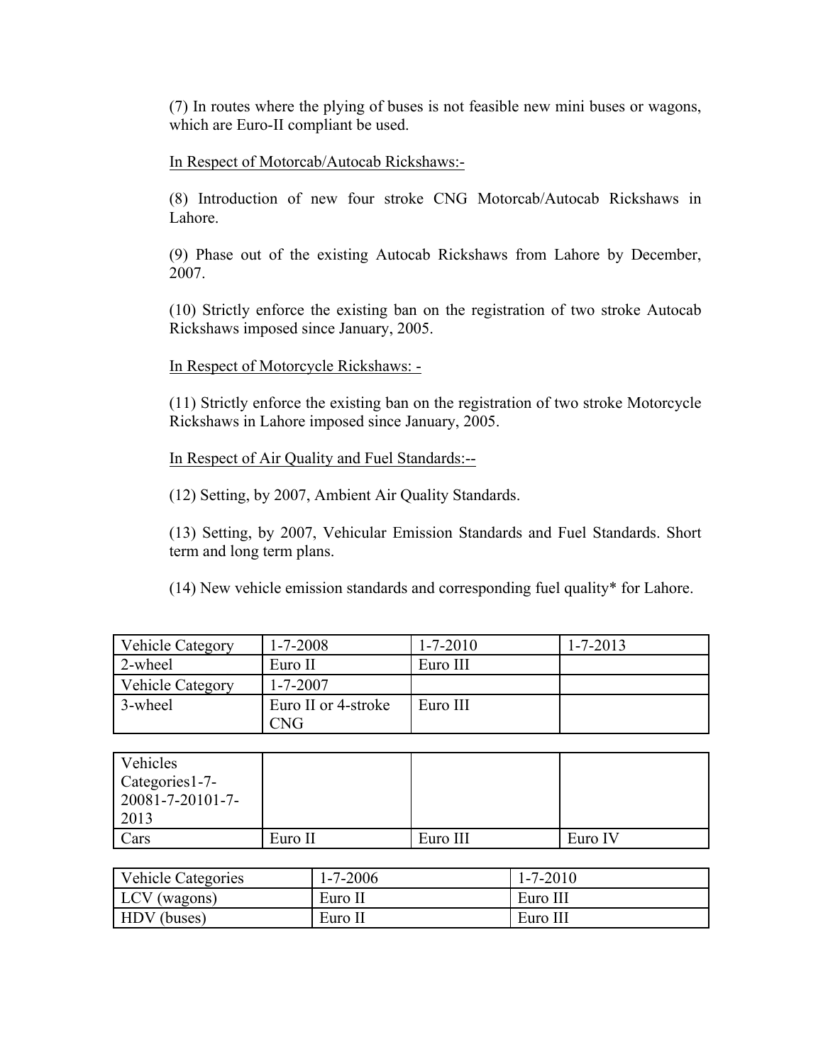(7) In routes where the plying of buses is not feasible new mini buses or wagons, which are Euro-II compliant be used.

<u>In Respect of Motorcab/Autocab Rickshaws:-</u>

(8) Introduction of new four stroke CNG Motorcab/Autocab Rickshaws in Lahore.

(9) Phase out of the existing Autocab Rickshaws from Lahore by December, 2007.

(10) Strictly enforce the existing ban on the registration of two stroke Autocab Rickshaws imposed since January, 2005.

<u>In Respect of Motorcycle Rickshaws: -</u>

(11) Strictly enforce the existing ban on the registration of two stroke Motorcycle Rickshaws in Lahore imposed since January, 2005.

<u>In Respect of Air Quality and Fuel Standards:--</u>

(12) Setting, by 2007, Ambient Air Quality Standards.

(13) Setting, by 2007, Vehicular Emission Standards and Fuel Standards. Short term and long term plans.

(14) New vehicle emission standards and corresponding fuel quality* for Lahore.

| Vehicle Category | 1-7-2008 | 1-7-2010 | 1-7-2013 |
|---|---|---|---|
| 2-wheel | Euro II | Euro III | |
| Vehicle Category | 1-7-2007 | | |
| 3-wheel | Euro II or 4-stroke CNG | Euro III | |

| Vehicles Categories1-7-20081-7-20101-7-2013 | | | |
|---|---|---|---|
| Cars | Euro II | Euro III | Euro IV |

| Vehicle Categories | 1-7-2006 | 1-7-2010 |
|---|---|---|
| LCV (wagons) | Euro II | Euro III |
| HDV (buses) | Euro II | Euro III |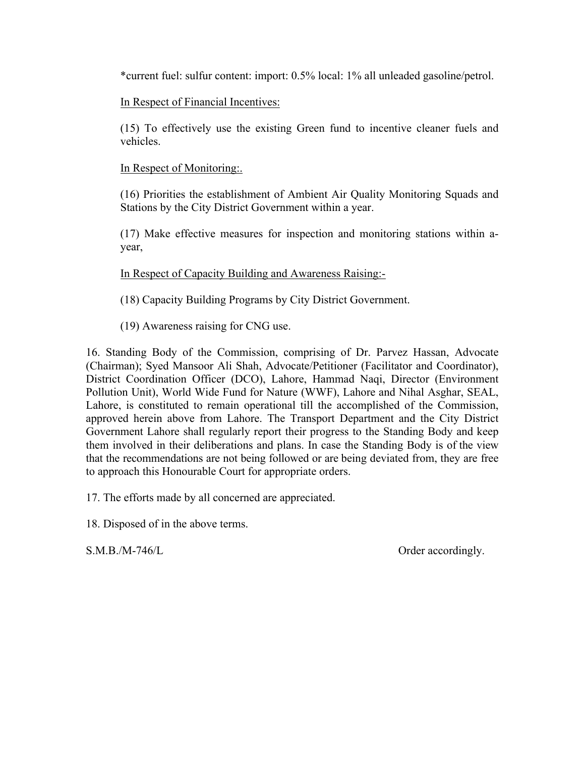*current fuel: sulfur content: import: 0.5% local: 1% all unleaded gasoline/petrol.

<u>In Respect of Financial Incentives:</u>

(15) To effectively use the existing Green fund to incentive cleaner fuels and vehicles.

<u>In Respect of Monitoring:.</u>

(16) Priorities the establishment of Ambient Air Quality Monitoring Squads and Stations by the City District Government within a year.

(17) Make effective measures for inspection and monitoring stations within a-year,

<u>In Respect of Capacity Building and Awareness Raising:-</u>

(18) Capacity Building Programs by City District Government.

(19) Awareness raising for CNG use.

16. Standing Body of the Commission, comprising of Dr. Parvez Hassan, Advocate (Chairman); Syed Mansoor Ali Shah, Advocate/Petitioner (Facilitator and Coordinator), District Coordination Officer (DCO), Lahore, Hammad Naqi, Director (Environment Pollution Unit), World Wide Fund for Nature (WWF), Lahore and Nihal Asghar, SEAL, Lahore, is constituted to remain operational till the accomplished of the Commission, approved herein above from Lahore. The Transport Department and the City District Government Lahore shall regularly report their progress to the Standing Body and keep them involved in their deliberations and plans. In case the Standing Body is of the view that the recommendations are not being followed or are being deviated from, they are free to approach this Honourable Court for appropriate orders.

17. The efforts made by all concerned are appreciated.

18. Disposed of in the above terms.

S.M.B./M-746/L Order accordingly.